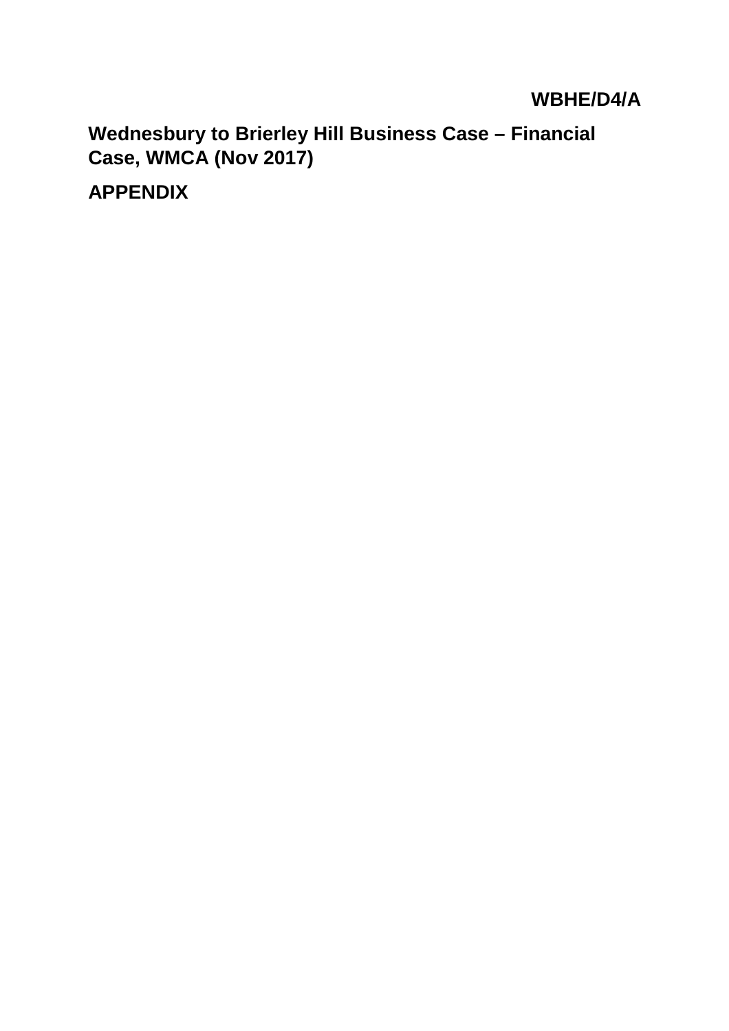**WBHE/D4/A**

# Wednesbury to Brierley Hill Business Case – Financial Case, WMCA (Nov 2017)

## APPENDIX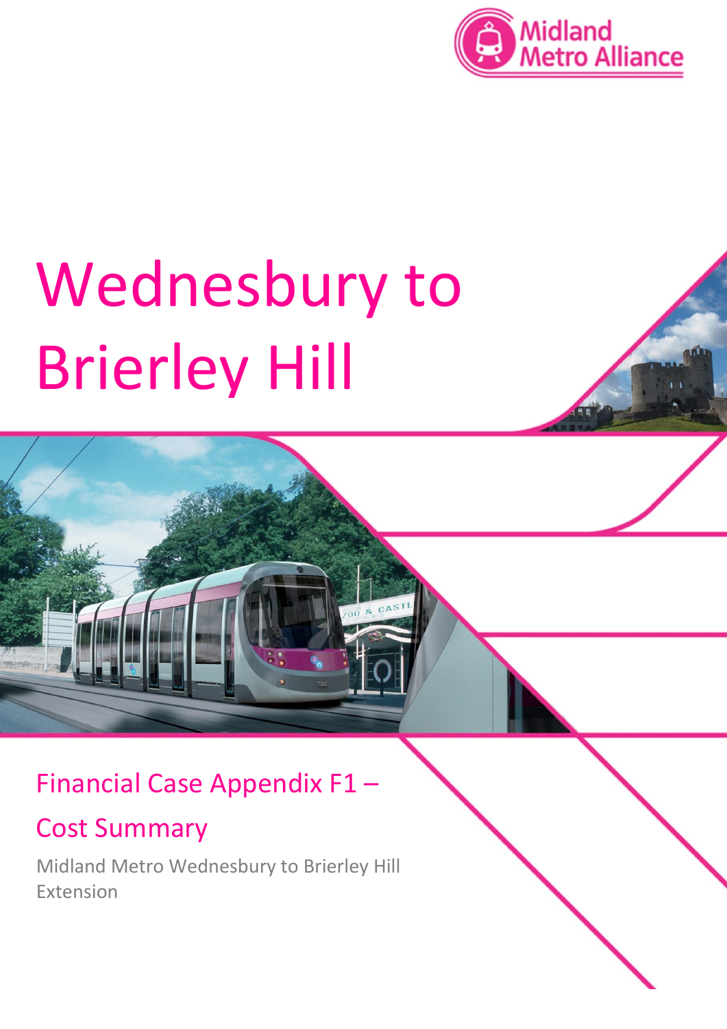Midland Metro Alliance

# Wednesbury to Brierley Hill

## Financial Case Appendix F1 – Cost Summary

Midland Metro Wednesbury to Brierley Hill Extension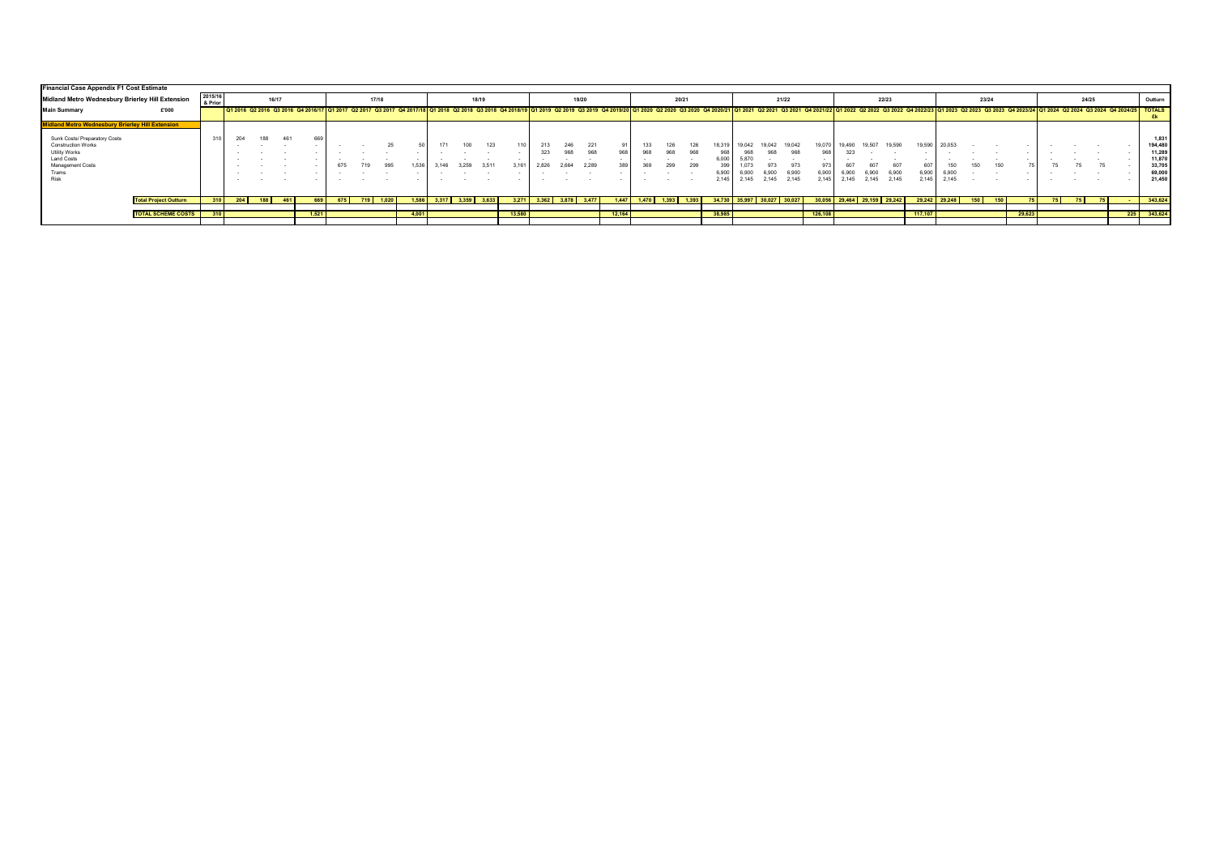| Financial Case Appendix F1 Cost Estimate | | | | | | | | | | | | | | | | | | | | | | | | | | | | | | | | | | | | | | | | |
|---|---|---|---|---|---|---|---|---|---|---|---|---|---|---|---|---|---|---|---|---|---|---|---|---|---|---|---|---|---|---|---|---|---|---|---|---|---|---|---|---|
| **Midland Metro Wednesbury Brierley Hill Extension** | | **2015/16 & Prior** | **16/17** | | | | **17/18** | | | | **18/19** | | | | **19/20** | | | | **20/21** | | | | **21/22** | | | | **22/23** | | | | **23/24** | | | | **24/25** | | | | **Outturn** |
| **Main Summary** | **£'000** | | Q1 2016 | Q2 2016 | Q3 2016 | Q4 2016/17 | Q1 2017 | Q2 2017 | Q3 2017 | Q4 2017/18 | Q1 2018 | Q2 2018 | Q3 2018 | Q4 2018/19 | Q1 2019 | Q2 2019 | Q3 2019 | Q4 2019/20 | Q1 2020 | Q2 2020 | Q3 2020 | Q4 2020/21 | Q1 2021 | Q2 2021 | Q3 2021 | Q4 2021/22 | Q1 2022 | Q2 2022 | Q3 2022 | Q4 2022/23 | Q1 2023 | Q2 2023 | Q3 2023 | Q4 2023/24 | Q1 2024 | Q2 2024 | Q3 2024 | Q4 2024/25 | **TOTALS £k** |
| **Midland Metro Wednesbury Brierley Hill Extension** | | | | | | | | | | | | | | | | | | | | | | | | | | | | | | | | | | | | | | | |
| Sunk Costs/ Preparatory Costs | | 310 | 204 | 188 | 461 | 669 | | | | | | | | | | | | | | | | | | | | | | | | | | | | | | | | | 1,831 |
| Construction Works | | | - | - | - | - | - | - | 25 | 50 | 171 | 100 | 123 | 110 | 213 | 246 | 221 | 91 | 133 | 126 | 126 | 18,319 | 19,042 | 19,042 | 19,042 | 19,070 | 19,490 | 19,507 | 19,590 | 19,590 | 20,053 | - | - | - | - | - | - | - | 194,480 |
| Utility Works | | | - | - | - | - | - | - | - | - | - | - | - | - | 323 | 968 | 968 | 968 | 968 | 968 | 968 | 968 | 968 | 968 | 968 | 968 | 323 | - | - | - | - | - | - | - | - | - | - | - | 11,289 |
| Land Costs | | | - | - | - | - | - | - | - | - | - | - | - | - | - | - | - | - | - | - | - | 6,000 | 5,870 | - | - | - | - | - | - | - | - | - | - | - | - | - | - | - | 11,870 |
| Management Costs | | | - | - | - | - | 675 | 719 | 995 | 1,536 | 3,146 | 3,259 | 3,511 | 3,161 | 2,826 | 2,664 | 2,289 | 389 | 369 | 299 | 299 | 399 | 1,073 | 973 | 973 | 973 | 607 | 607 | 607 | 607 | 150 | 150 | 150 | 75 | 75 | 75 | 75 | - | 33,705 |
| Trams | | | - | - | - | - | - | - | - | - | - | - | - | - | - | - | - | - | - | - | - | 6,900 | 6,900 | 6,900 | 6,900 | 6,900 | 6,900 | 6,900 | 6,900 | 6,900 | 6,900 | - | - | - | - | - | - | - | 69,000 |
| Risk | | | - | - | - | - | - | - | - | - | - | - | - | - | - | - | - | - | - | - | - | 2,145 | 2,145 | 2,145 | 2,145 | 2,145 | 2,145 | 2,145 | 2,145 | 2,145 | 2,145 | - | - | - | - | - | - | - | 21,450 |
| | **Total Project Outturn** | 310 | 204 | 188 | 461 | 669 | 675 | 719 | 1,020 | 1,586 | 3,317 | 3,359 | 3,633 | 3,271 | 3,362 | 3,878 | 3,477 | 1,447 | 1,470 | 1,393 | 1,393 | 34,730 | 35,997 | 30,027 | 30,027 | 30,056 | 29,464 | 29,159 | 29,242 | 29,242 | 29,248 | 150 | 150 | 75 | 75 | 75 | 75 | - | 343,624 |
| | **TOTAL SCHEME COSTS** | 310 | | | | 1,521 | | | | 4,001 | | | | 13,580 | | | | 12,164 | | | | 38,985 | | | | 126,108 | | | | 117,107 | | | | 29,623 | | | | 225 | 343,624 |